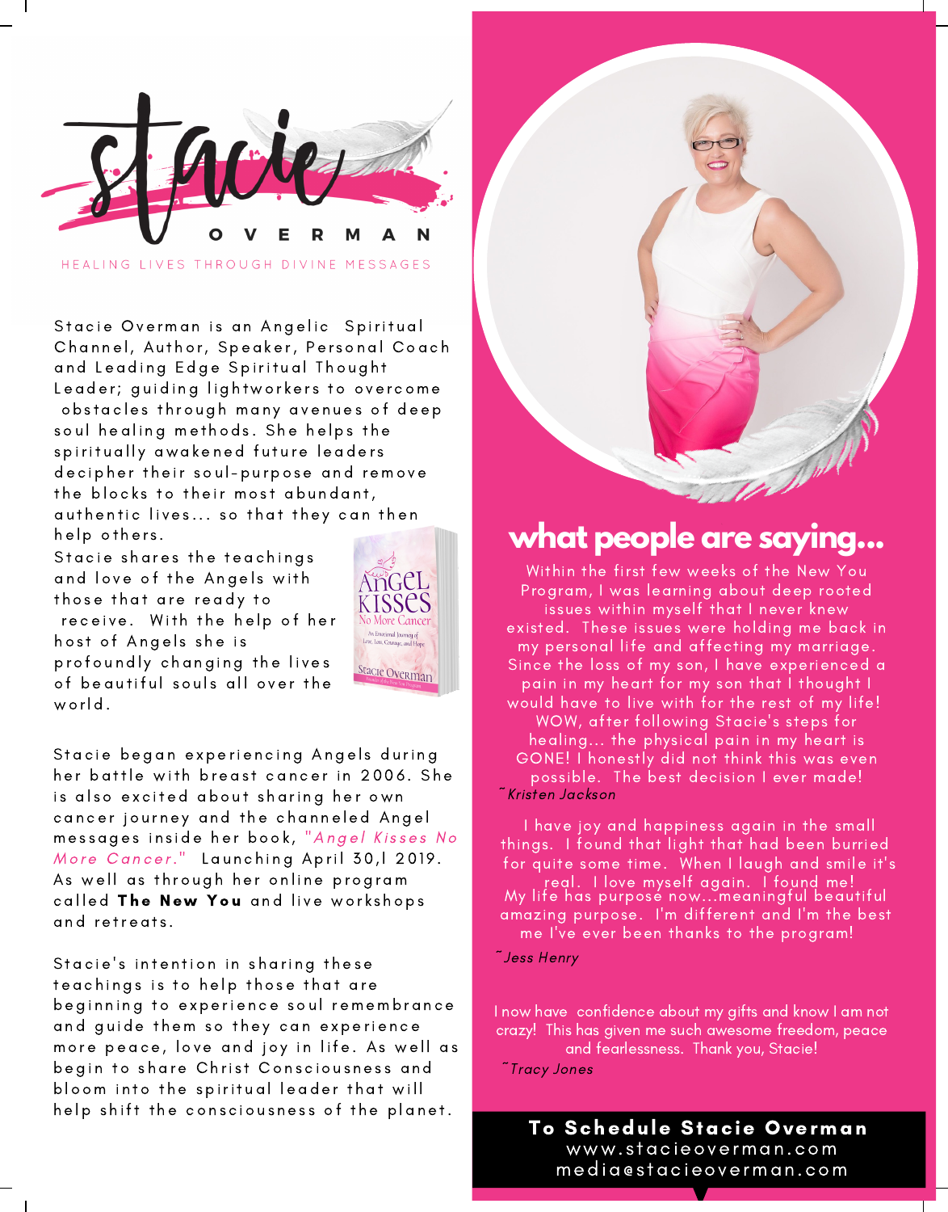# Stacie Overman

HEALING LIVES THROUGH DIVINE MESSAGES

Stacie Overman is an Angelic Spiritual Channel, Author, Speaker, Personal Coach and Leading Edge Spiritual Thought Leader; guiding lightworkers to overcome obstacles through many avenues of deep soul healing methods. She helps the spiritually awakened future leaders decipher their soul-purpose and remove the blocks to their most abundant, authentic lives... so that they can then help others.

Stacie shares the teachings and love of the Angels with those that are ready to receive. With the help of her host of Angels she is profoundly changing the lives of beautiful souls all over the world.

Stacie began experiencing Angels during her battle with breast cancer in 2006. She is also excited about sharing her own cancer journey and the channeled Angel messages inside her book, *"Angel Kisses No More Cancer."* Launching April 30,l 2019. As well as through her online program called **The New You** and live workshops and retreats.

Stacie's intention in sharing these teachings is to help those that are beginning to experience soul remembrance and guide them so they can experience more peace, love and joy in life. As well as begin to share Christ Consciousness and bloom into the spiritual leader that will help shift the consciousness of the planet.

## what people are saying...

Within the first few weeks of the New You Program, I was learning about deep rooted issues within myself that I never knew existed. These issues were holding me back in my personal life and affecting my marriage. Since the loss of my son, I have experienced a pain in my heart for my son that I thought I would have to live with for the rest of my life! WOW, after following Stacie's steps for healing... the physical pain in my heart is GONE! I honestly did not think this was even possible. The best decision I ever made!

*~Kristen Jackson*

I have joy and happiness again in the small things. I found that light that had been burried for quite some time. When I laugh and smile it's real. I love myself again. I found me! My life has purpose now...meaningful beautiful amazing purpose. I'm different and I'm the best me I've ever been thanks to the program!

*~Jess Henry*

I now have confidence about my gifts and know I am not crazy! This has given me such awesome freedom, peace and fearlessness. Thank you, Stacie!

*~Tracy Jones*

**To Schedule Stacie Overman**
www.stacieoverman.com
media@stacieoverman.com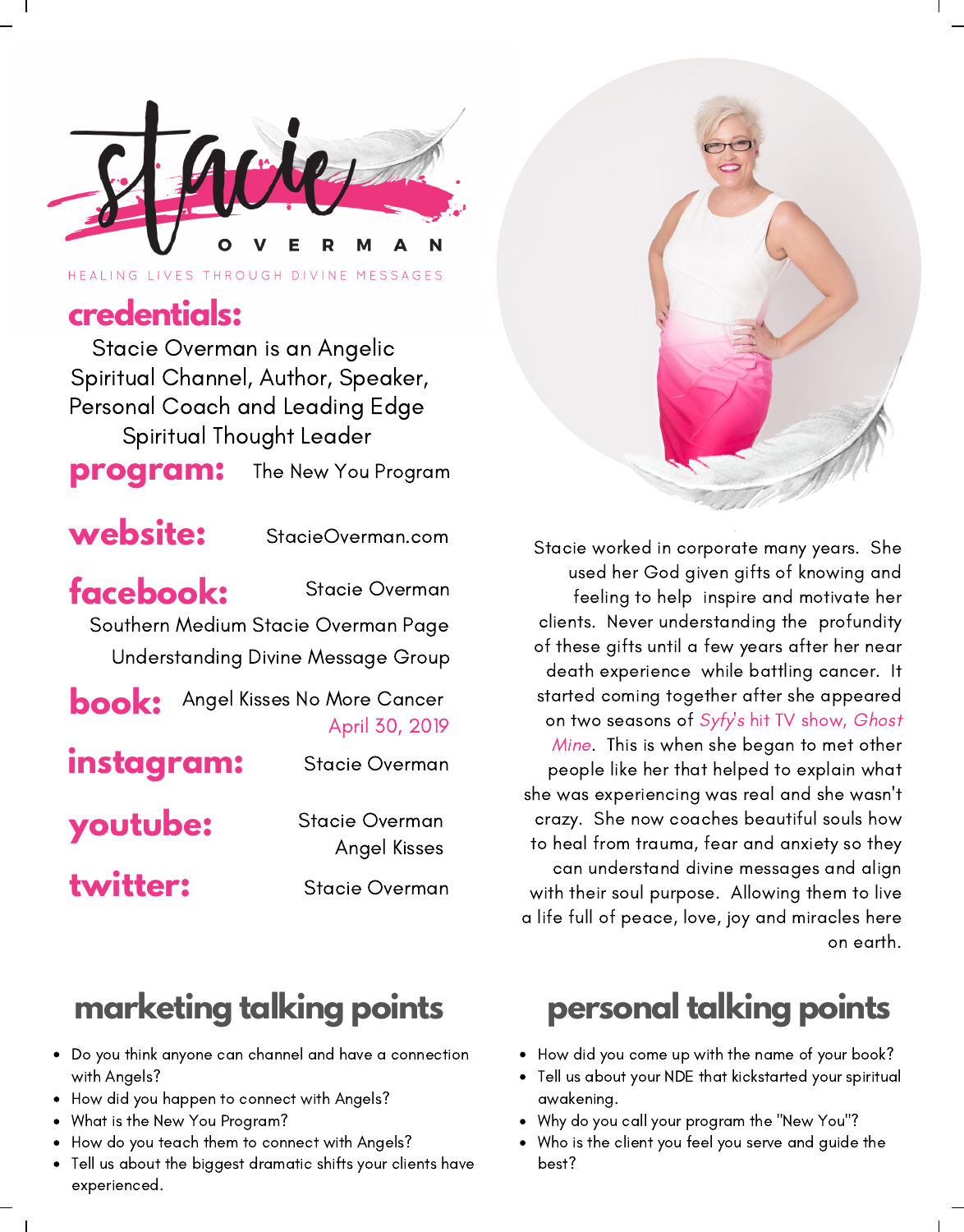# stacie OVERMAN

HEALING LIVES THROUGH DIVINE MESSAGES

**credentials:** Stacie Overman is an Angelic Spiritual Channel, Author, Speaker, Personal Coach and Leading Edge Spiritual Thought Leader

**program:** The New You Program

**website:** StacieOverman.com

**facebook:** Stacie Overman
Southern Medium Stacie Overman Page
Understanding Divine Message Group

**book:** Angel Kisses No More Cancer
April 30, 2019

**instagram:** Stacie Overman

**youtube:** Stacie Overman
Angel Kisses

**twitter:** Stacie Overman

Stacie worked in corporate many years. She used her God given gifts of knowing and feeling to help inspire and motivate her clients. Never understanding the profundity of these gifts until a few years after her near death experience while battling cancer. It started coming together after she appeared on two seasons of Syfy's hit TV show, *Ghost Mine*. This is when she began to met other people like her that helped to explain what she was experiencing was real and she wasn't crazy. She now coaches beautiful souls how to heal from trauma, fear and anxiety so they can understand divine messages and align with their soul purpose. Allowing them to live a life full of peace, love, joy and miracles here on earth.

## marketing talking points

- Do you think anyone can channel and have a connection with Angels?
- How did you happen to connect with Angels?
- What is the New You Program?
- How do you teach them to connect with Angels?
- Tell us about the biggest dramatic shifts your clients have experienced.

## personal talking points

- How did you come up with the name of your book?
- Tell us about your NDE that kickstarted your spiritual awakening.
- Why do you call your program the "New You"?
- Who is the client you feel you serve and guide the best?